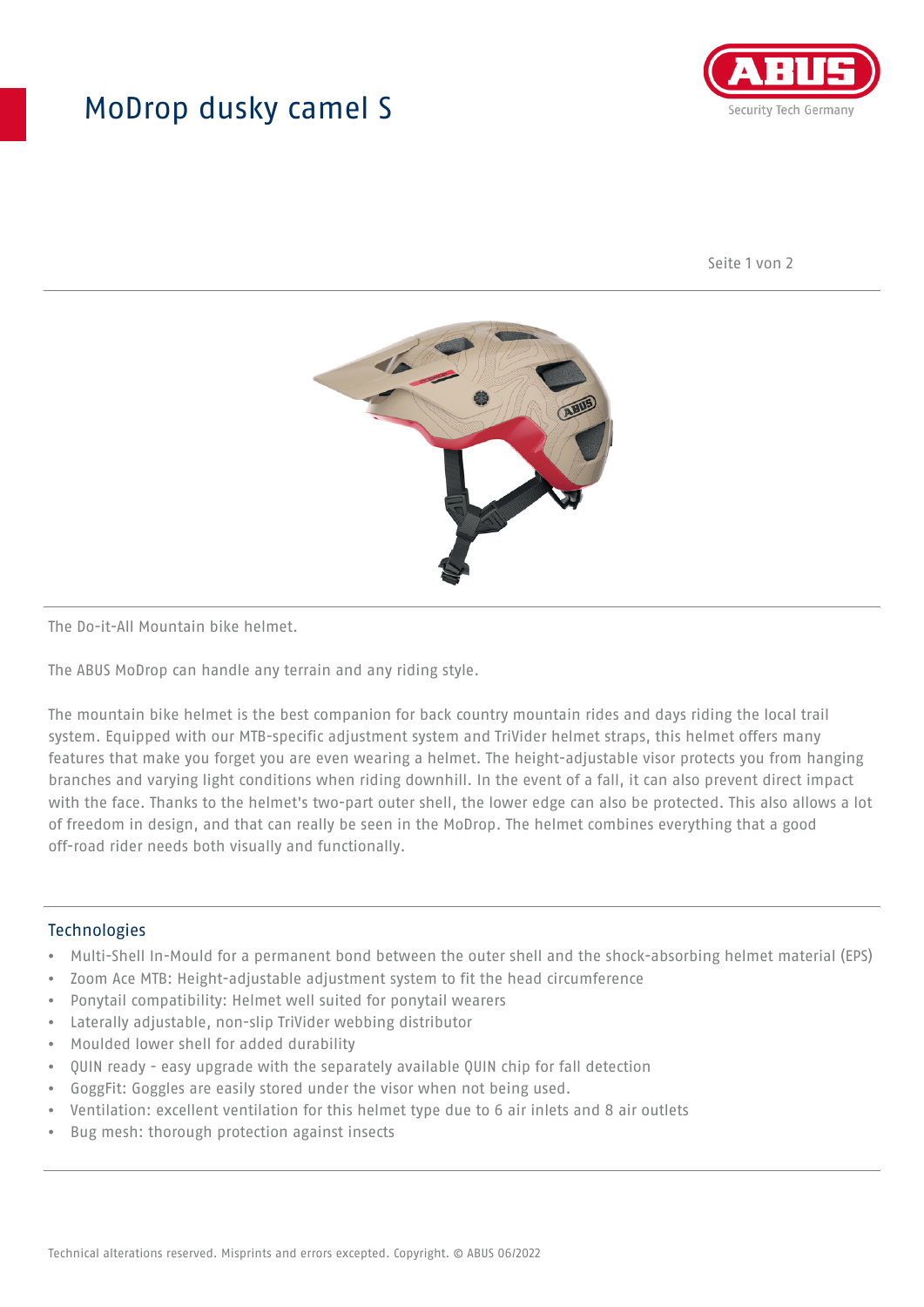# ModDrop dusky camel S

The Do-it-All Mountain bike helmet.

The ABUS ModDrop can handle any terrain and any riding style.

The mountain bike helmet is the best companion for back country mountain rides and days riding the local trail system. Equipped with our MTB-specific adjustment system and TriVider helmet straps, this helmet offers many features that make you forget you are even wearing a helmet. The height-adjustable visor protects you from hanging branches and varying light conditions when riding downhill. In the event of a fall, it can also prevent direct impact with the face. Thanks to the helmet's two-part outer shell, the lower edge can also be protected. This also allows a lot of freedom in design, and that can really be seen in the ModDrop. The helmet combines everything that a good off-road rider needs both visually and functionally.

## Technologies

- Multi-Shell In-Mould for a permanent bond between the outer shell and the shock-absorbing helmet material (EPS)
- Zoom Ace MTB: Height-adjustable adjustment system to fit the head circumference
- Ponytail compatibility: Helmet well suited for ponytail wearers
- Laterally adjustable, non-slip TriVider webbing distributor
- Moulded lower shell for added durability
- QUIN ready - easy upgrade with the separately available QUIN chip for fall detection
- GoggFit: Goggles are easily stored under the visor when not being used.
- Ventilation: excellent ventilation for this helmet type due to 6 air inlets and 8 air outlets
- Bug mesh: thorough protection against insects

Technical alterations reserved. Misprints and errors excepted. Copyright. © ABUS 06/2022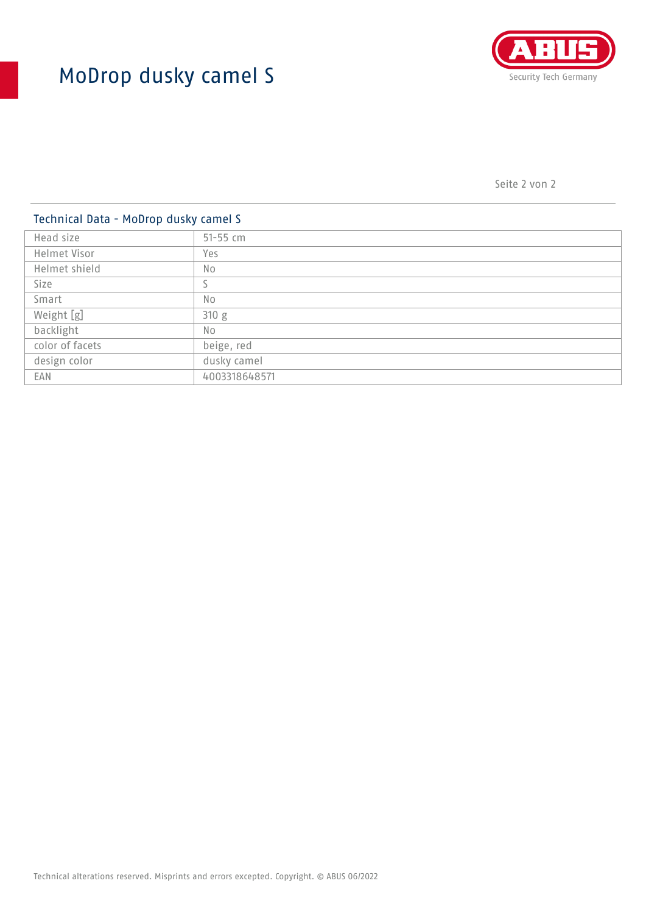# MoDrop dusky camel S

## Technical Data - MoDrop dusky camel S

| | |
|---|---|
| Head size | 51-55 cm |
| Helmet Visor | Yes |
| Helmet shield | No |
| Size | S |
| Smart | No |
| Weight [g] | 310 g |
| backlight | No |
| color of facets | beige, red |
| design color | dusky camel |
| EAN | 4003318648571 |

Technical alterations reserved. Misprints and errors excepted. Copyright. © ABUS 06/2022